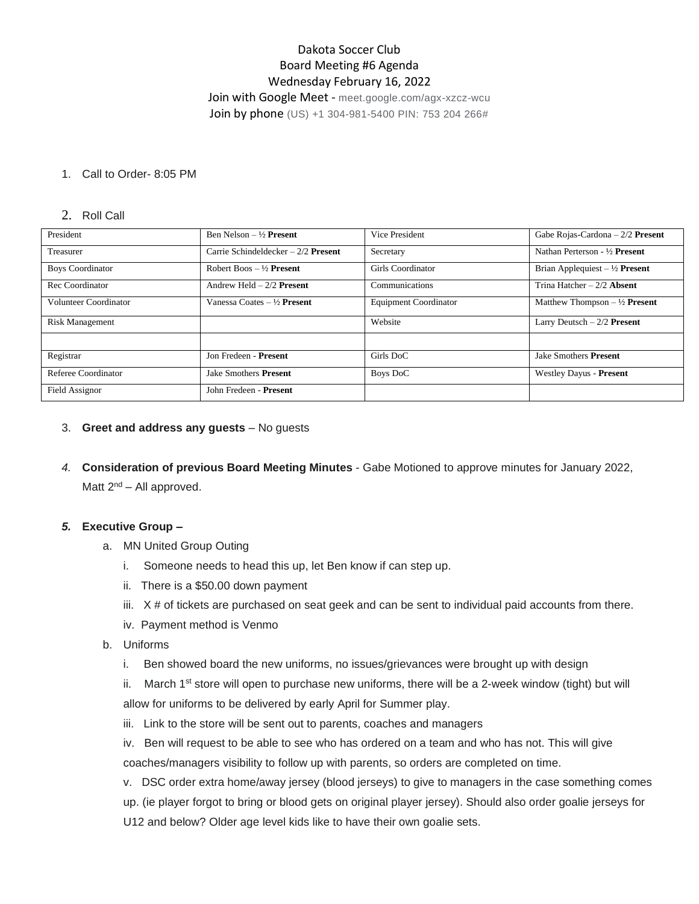Dakota Soccer Club
Board Meeting #6 Agenda
Wednesday February 16, 2022
Join with Google Meet - meet.google.com/agx-xzcz-wcu
Join by phone (US) +1 304-981-5400 PIN: 753 204 266#

1. Call to Order- 8:05 PM

2. Roll Call

| President | Ben Nelson – ½ **Present** | Vice President | Gabe Rojas-Cardona – 2/2 **Present** |
|---|---|---|---|
| Treasurer | Carrie Schindeldecker – 2/2 **Present** | Secretary | Nathan Perterson - ½ **Present** |
| Boys Coordinator | Robert Boos – ½ **Present** | Girls Coordinator | Brian Applequiest – ½ **Present** |
| Rec Coordinator | Andrew Held – 2/2 **Present** | Communications | Trina Hatcher – 2/2 **Absent** |
| Volunteer Coordinator | Vanessa Coates – ½ **Present** | Equipment Coordinator | Matthew Thompson – ½ **Present** |
| Risk Management | | Website | Larry Deutsch – 2/2 **Present** |
| | | | |
| Registrar | Jon Fredeen - **Present** | Girls DoC | Jake Smothers **Present** |
| Referee Coordinator | Jake Smothers **Present** | Boys DoC | Westley Dayus - **Present** |
| Field Assignor | John Fredeen - **Present** | | |

3. **Greet and address any guests** – No guests

4. **Consideration of previous Board Meeting Minutes** - Gabe Motioned to approve minutes for January 2022, Matt 2nd – All approved.

5. **Executive Group –**
   a. MN United Group Outing
      i. Someone needs to head this up, let Ben know if can step up.
      ii. There is a $50.00 down payment
      iii. X # of tickets are purchased on seat geek and can be sent to individual paid accounts from there.
      iv. Payment method is Venmo
   b. Uniforms
      i. Ben showed board the new uniforms, no issues/grievances were brought up with design
      ii. March 1st store will open to purchase new uniforms, there will be a 2-week window (tight) but will allow for uniforms to be delivered by early April for Summer play.
      iii. Link to the store will be sent out to parents, coaches and managers
      iv. Ben will request to be able to see who has ordered on a team and who has not. This will give coaches/managers visibility to follow up with parents, so orders are completed on time.
      v. DSC order extra home/away jersey (blood jerseys) to give to managers in the case something comes up. (ie player forgot to bring or blood gets on original player jersey). Should also order goalie jerseys for U12 and below? Older age level kids like to have their own goalie sets.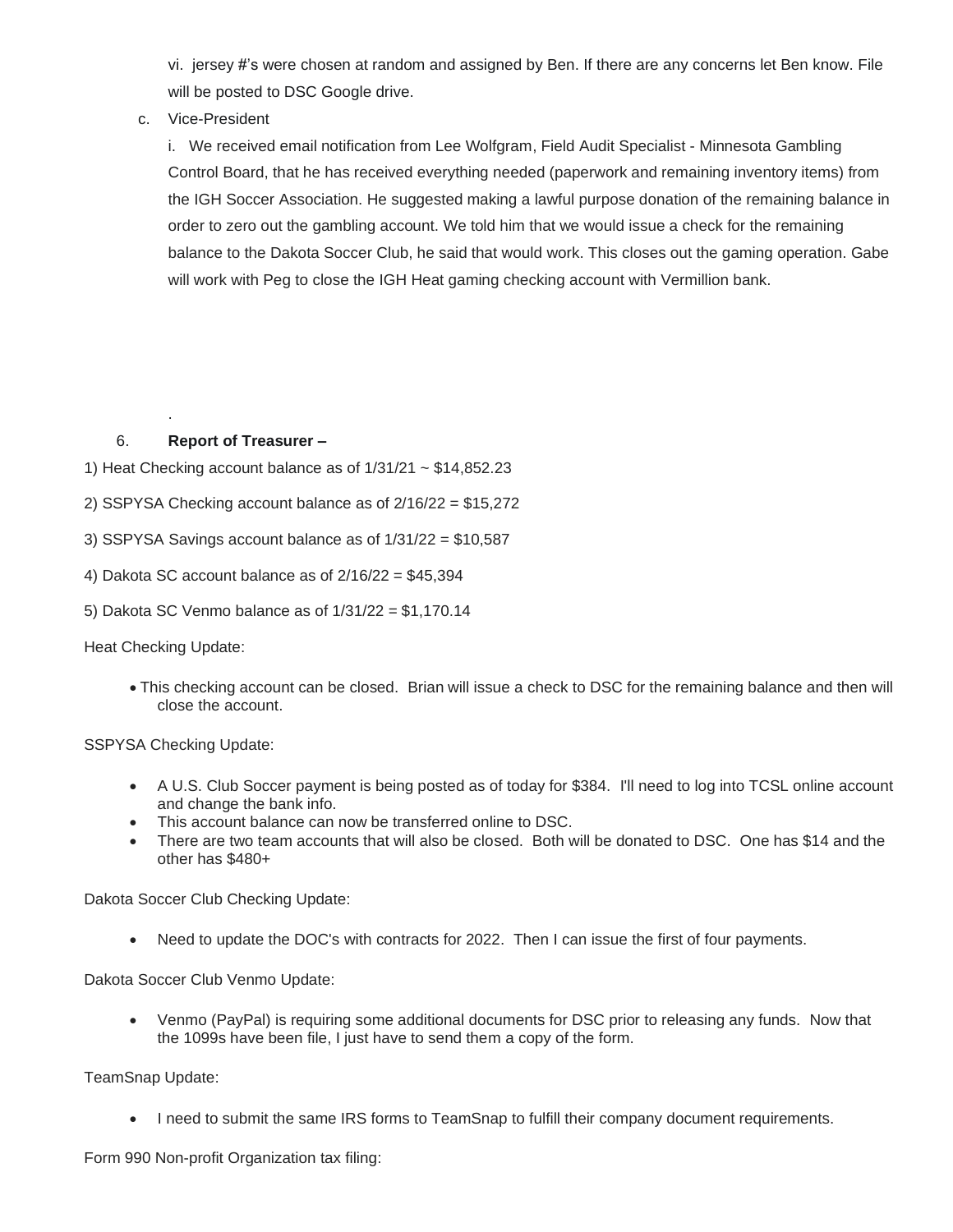vi. jersey #'s were chosen at random and assigned by Ben. If there are any concerns let Ben know. File will be posted to DSC Google drive.

c. Vice-President

i. We received email notification from Lee Wolfgram, Field Audit Specialist - Minnesota Gambling Control Board, that he has received everything needed (paperwork and remaining inventory items) from the IGH Soccer Association. He suggested making a lawful purpose donation of the remaining balance in order to zero out the gambling account. We told him that we would issue a check for the remaining balance to the Dakota Soccer Club, he said that would work. This closes out the gaming operation. Gabe will work with Peg to close the IGH Heat gaming checking account with Vermillion bank.

.

6. **Report of Treasurer –**

1) Heat Checking account balance as of 1/31/21 ~ $14,852.23

2) SSPYSA Checking account balance as of 2/16/22 = $15,272

3) SSPYSA Savings account balance as of 1/31/22 = $10,587

4) Dakota SC account balance as of 2/16/22 = $45,394

5) Dakota SC Venmo balance as of 1/31/22 = $1,170.14

Heat Checking Update:

- This checking account can be closed. Brian will issue a check to DSC for the remaining balance and then will close the account.

SSPYSA Checking Update:

- A U.S. Club Soccer payment is being posted as of today for $384. I'll need to log into TCSL online account and change the bank info.
- This account balance can now be transferred online to DSC.
- There are two team accounts that will also be closed. Both will be donated to DSC. One has $14 and the other has $480+

Dakota Soccer Club Checking Update:

- Need to update the DOC's with contracts for 2022. Then I can issue the first of four payments.

Dakota Soccer Club Venmo Update:

- Venmo (PayPal) is requiring some additional documents for DSC prior to releasing any funds. Now that the 1099s have been file, I just have to send them a copy of the form.

TeamSnap Update:

- I need to submit the same IRS forms to TeamSnap to fulfill their company document requirements.

Form 990 Non-profit Organization tax filing: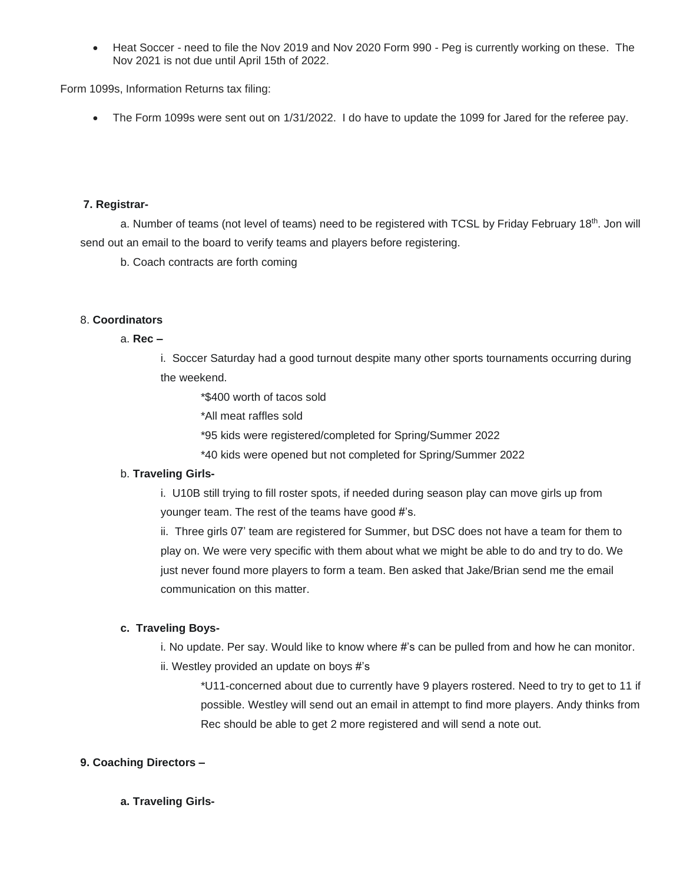- Heat Soccer - need to file the Nov 2019 and Nov 2020 Form 990 - Peg is currently working on these. The Nov 2021 is not due until April 15th of 2022.

Form 1099s, Information Returns tax filing:

- The Form 1099s were sent out on 1/31/2022. I do have to update the 1099 for Jared for the referee pay.

**7. Registrar-**

a. Number of teams (not level of teams) need to be registered with TCSL by Friday February 18th. Jon will send out an email to the board to verify teams and players before registering.

b. Coach contracts are forth coming

8. **Coordinators**

a. **Rec –**

i. Soccer Saturday had a good turnout despite many other sports tournaments occurring during the weekend.

*$400 worth of tacos sold

*All meat raffles sold

*95 kids were registered/completed for Spring/Summer 2022

*40 kids were opened but not completed for Spring/Summer 2022

b. **Traveling Girls-**

i. U10B still trying to fill roster spots, if needed during season play can move girls up from younger team. The rest of the teams have good #'s.

ii. Three girls 07' team are registered for Summer, but DSC does not have a team for them to play on. We were very specific with them about what we might be able to do and try to do. We just never found more players to form a team. Ben asked that Jake/Brian send me the email communication on this matter.

**c. Traveling Boys-**

i. No update. Per say. Would like to know where #'s can be pulled from and how he can monitor.

ii. Westley provided an update on boys #'s

*U11-concerned about due to currently have 9 players rostered. Need to try to get to 11 if possible. Westley will send out an email in attempt to find more players. Andy thinks from Rec should be able to get 2 more registered and will send a note out.

**9. Coaching Directors –**

**a. Traveling Girls-**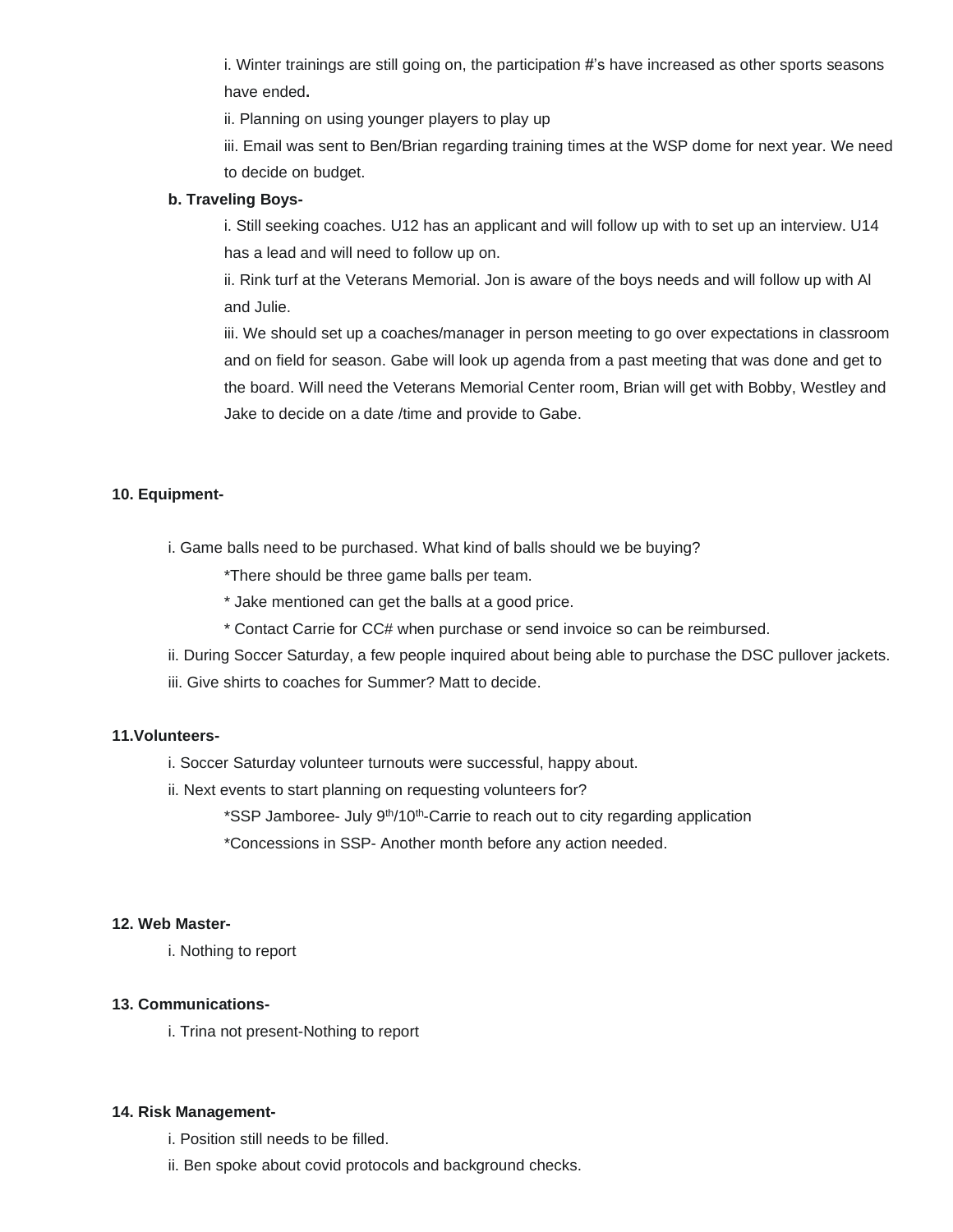i. Winter trainings are still going on, the participation #'s have increased as other sports seasons have ended**.**

ii. Planning on using younger players to play up

iii. Email was sent to Ben/Brian regarding training times at the WSP dome for next year. We need to decide on budget.

**b. Traveling Boys-**

i. Still seeking coaches. U12 has an applicant and will follow up with to set up an interview. U14 has a lead and will need to follow up on.

ii. Rink turf at the Veterans Memorial. Jon is aware of the boys needs and will follow up with Al and Julie.

iii. We should set up a coaches/manager in person meeting to go over expectations in classroom and on field for season. Gabe will look up agenda from a past meeting that was done and get to the board. Will need the Veterans Memorial Center room, Brian will get with Bobby, Westley and Jake to decide on a date /time and provide to Gabe.

**10. Equipment-**

i. Game balls need to be purchased. What kind of balls should we be buying?

*There should be three game balls per team.

* Jake mentioned can get the balls at a good price.

* Contact Carrie for CC# when purchase or send invoice so can be reimbursed.

ii. During Soccer Saturday, a few people inquired about being able to purchase the DSC pullover jackets.

iii. Give shirts to coaches for Summer? Matt to decide.

**11.Volunteers-**

i. Soccer Saturday volunteer turnouts were successful, happy about.

ii. Next events to start planning on requesting volunteers for?

*SSP Jamboree- July 9th/10th-Carrie to reach out to city regarding application

*Concessions in SSP- Another month before any action needed.

**12. Web Master-**

i. Nothing to report

**13. Communications-**

i. Trina not present-Nothing to report

**14. Risk Management-**

i. Position still needs to be filled.

ii. Ben spoke about covid protocols and background checks.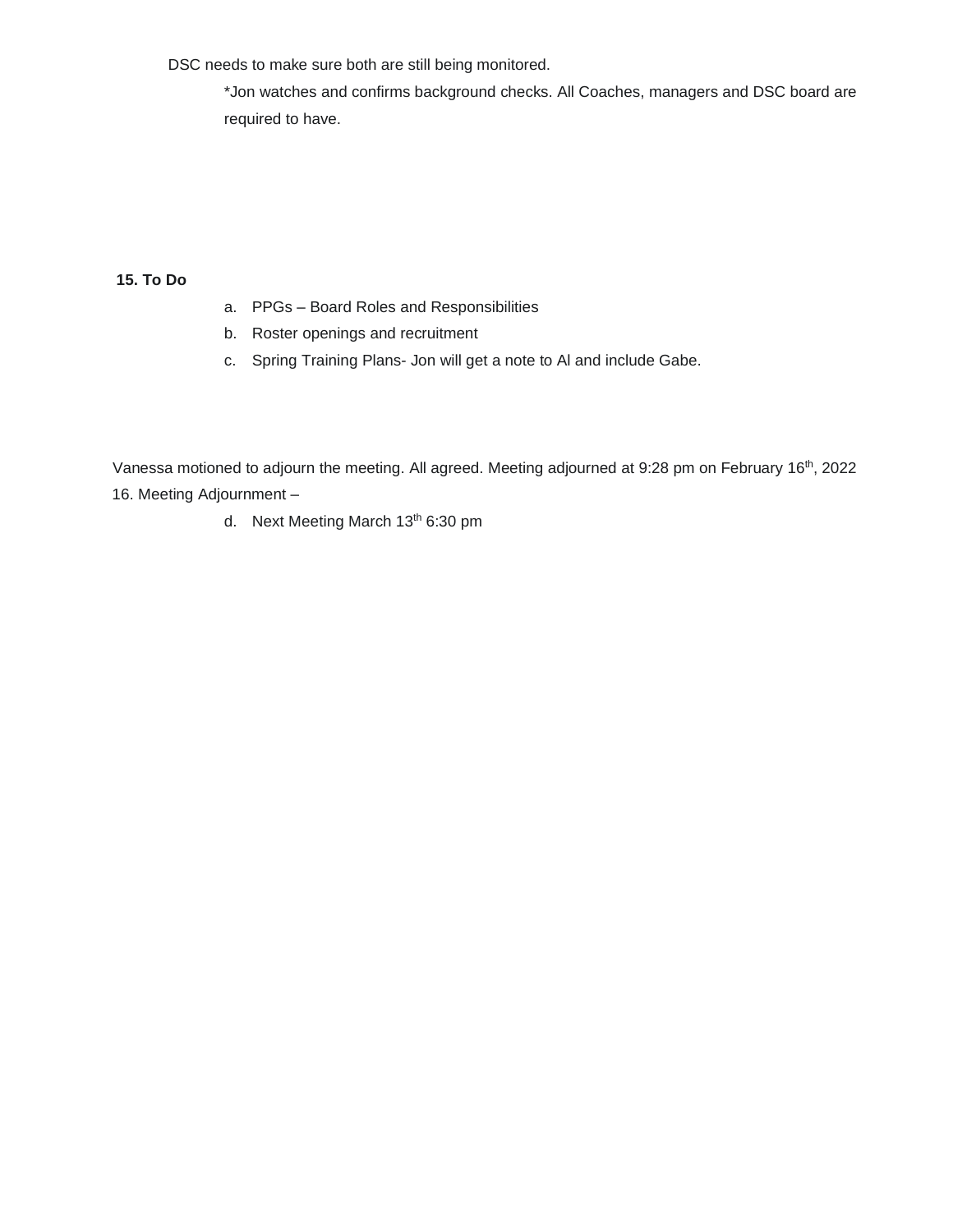DSC needs to make sure both are still being monitored.

*Jon watches and confirms background checks. All Coaches, managers and DSC board are required to have.

**15. To Do**

a. PPGs – Board Roles and Responsibilities
b. Roster openings and recruitment
c. Spring Training Plans- Jon will get a note to Al and include Gabe.

Vanessa motioned to adjourn the meeting. All agreed. Meeting adjourned at 9:28 pm on February 16th, 2022

16. Meeting Adjournment –

d. Next Meeting March 13th 6:30 pm